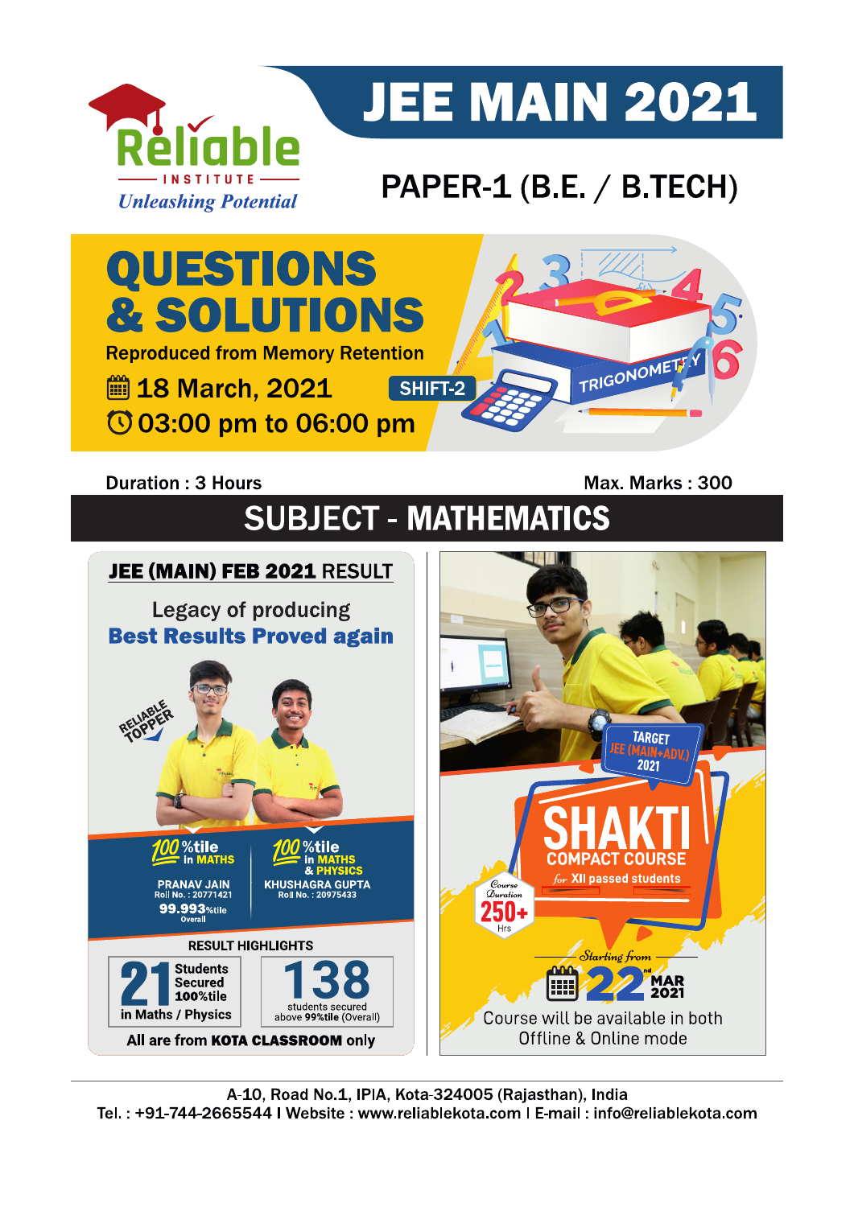# JEE MAIN 2021

**Reliable INSTITUTE**
*Unleashing Potential*

## PAPER-1 (B.E. / B.TECH)

# QUESTIONS & SOLUTIONS

Reproduced from Memory Retention

18 March, 2021 **SHIFT-2**

03:00 pm to 06:00 pm

Duration : 3 Hours Max. Marks : 300

## SUBJECT - MATHEMATICS

### JEE (MAIN) FEB 2021 RESULT

Legacy of producing
**Best Results Proved again**

RELIABLE TOPPER

**100%tile in MATHS**
PRANAV JAIN
Roll No. : 20771421
**99.993%tile** Overall

**100%tile in MATHS & PHYSICS**
KHUSHAGRA GUPTA
Roll No. : 20975433

**RESULT HIGHLIGHTS**

**21** Students Secured 100%tile in Maths / Physics

**138** students secured above 99%tile (Overall)

All are from **KOTA CLASSROOM** only

TARGET JEE (MAIN+ADV.) 2021

# SHAKTI

**COMPACT COURSE**
*for* XII passed students

Course Duration **250+** Hrs

*Starting from* **22nd MAR 2021**

Course will be available in both Offline & Online mode

A-10, Road No.1, IPIA, Kota-324005 (Rajasthan), India
Tel. : +91-744-2665544 I Website : www.reliablekota.com I E-mail : info@reliablekota.com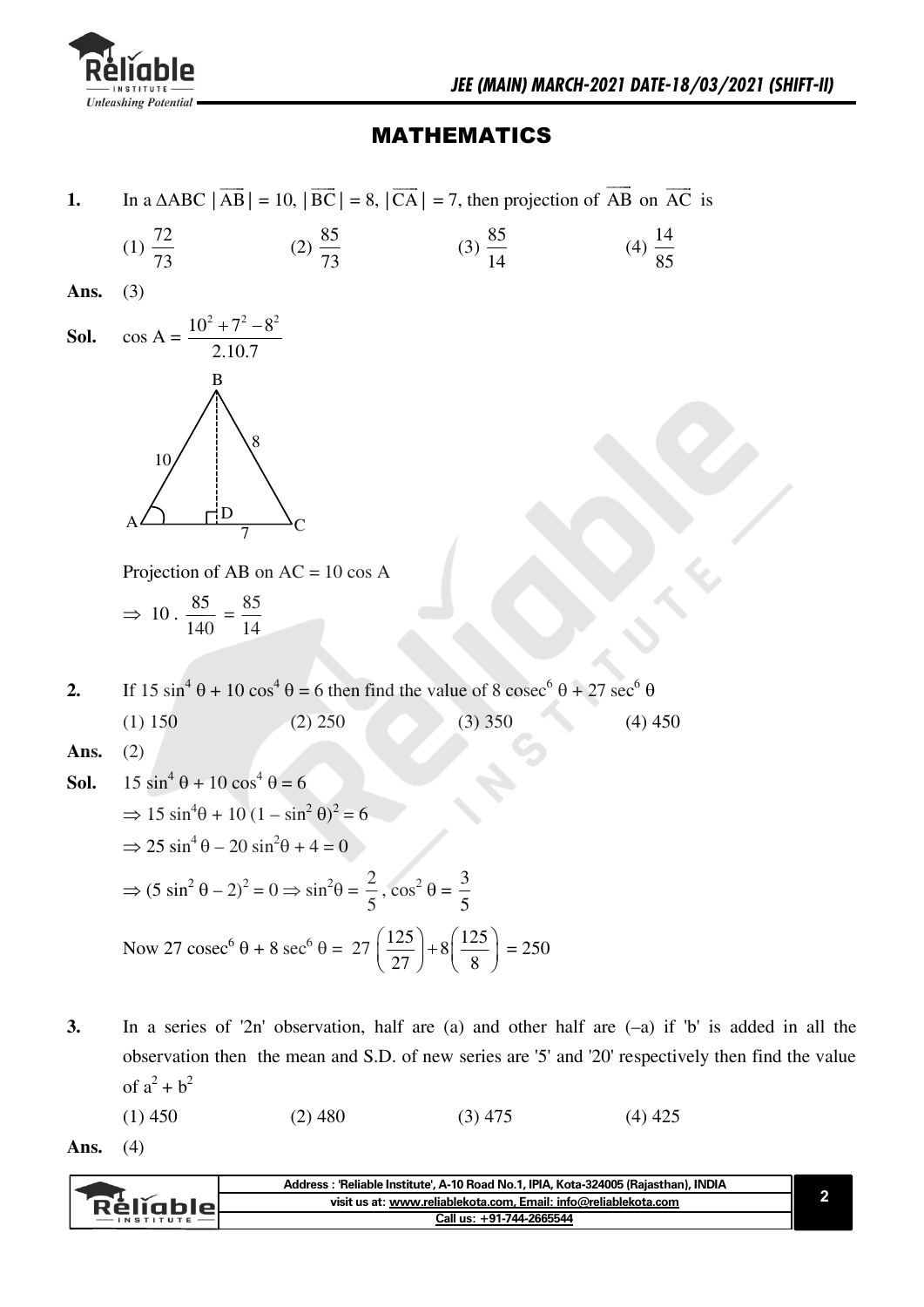## MATHEMATICS

**1.** In a $\Delta ABC$ $|\overrightarrow{AB}| = 10$, $|\overrightarrow{BC}| = 8$, $|\overrightarrow{CA}| = 7$, then projection of $\overrightarrow{AB}$ on $\overrightarrow{AC}$ is

(1) $\frac{72}{73}$ (2) $\frac{85}{73}$ (3) $\frac{85}{14}$ (4) $\frac{14}{85}$

**Ans.** (3)

**Sol.** $\cos A = \frac{10^2 + 7^2 - 8^2}{2.10.7}$

Projection of AB on AC = 10 cos A

$\Rightarrow 10 \cdot \frac{85}{140} = \frac{85}{14}$

**2.** If $15 \sin^4 \theta + 10 \cos^4 \theta = 6$ then find the value of $8 \operatorname{cosec}^6 \theta + 27 \sec^6 \theta$

(1) 150 (2) 250 (3) 350 (4) 450

**Ans.** (2)

**Sol.** $15 \sin^4 \theta + 10 \cos^4 \theta = 6$

$\Rightarrow 15 \sin^4\theta + 10 (1 - \sin^2 \theta)^2 = 6$

$\Rightarrow 25 \sin^4 \theta - 20 \sin^2\theta + 4 = 0$

$\Rightarrow (5 \sin^2 \theta - 2)^2 = 0 \Rightarrow \sin^2\theta = \frac{2}{5}, \cos^2 \theta = \frac{3}{5}$

Now $27 \operatorname{cosec}^6 \theta + 8 \sec^6 \theta = 27\left(\frac{125}{27}\right) + 8\left(\frac{125}{8}\right) = 250$

**3.** In a series of '2n' observation, half are (a) and other half are (–a) if 'b' is added in all the observation then the mean and S.D. of new series are '5' and '20' respectively then find the value of $a^2 + b^2$

(1) 450 (2) 480 (3) 475 (4) 425

**Ans.** (4)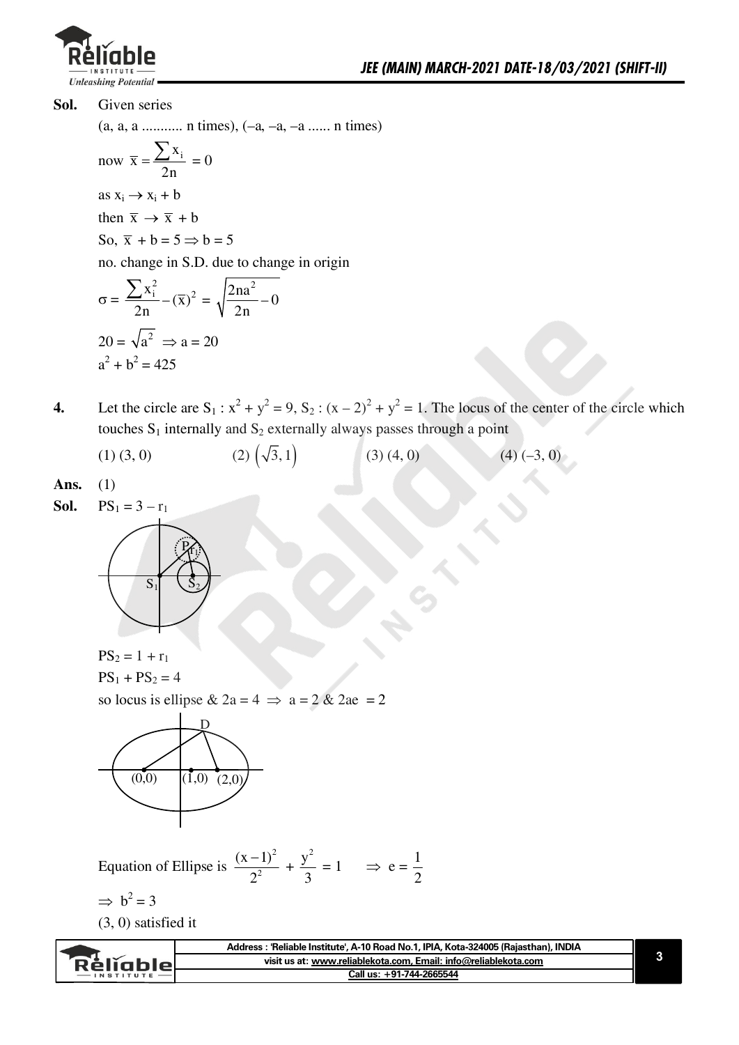**Sol.** Given series

(a, a, a ........... n times), (–a, –a, –a ...... n times)

now $\bar{x} = \dfrac{\sum x_i}{2n} = 0$

as $x_i \to x_i + b$

then $\bar{x} \to \bar{x} + b$

So, $\bar{x} + b = 5 \Rightarrow b = 5$

no. change in S.D. due to change in origin

$\sigma = \dfrac{\sum x_i^2}{2n} - (\bar{x})^2 = \sqrt{\dfrac{2na^2}{2n} - 0}$

$20 = \sqrt{a^2} \Rightarrow a = 20$

$a^2 + b^2 = 425$

**4.** Let the circle are $S_1 : x^2 + y^2 = 9$, $S_2 : (x-2)^2 + y^2 = 1$. The locus of the center of the circle which touches $S_1$ internally and $S_2$ externally always passes through a point

(1) (3, 0) (2) $\left(\sqrt{3}, 1\right)$ (3) (4, 0) (4) (–3, 0)

**Ans.** (1)

**Sol.** $PS_1 = 3 - r_1$

$PS_2 = 1 + r_1$

$PS_1 + PS_2 = 4$

so locus is ellipse & $2a = 4 \Rightarrow a = 2$ & $2ae = 2$

Equation of Ellipse is $\dfrac{(x-1)^2}{2^2} + \dfrac{y^2}{3} = 1 \quad \Rightarrow e = \dfrac{1}{2}$

$\Rightarrow b^2 = 3$

(3, 0) satisfied it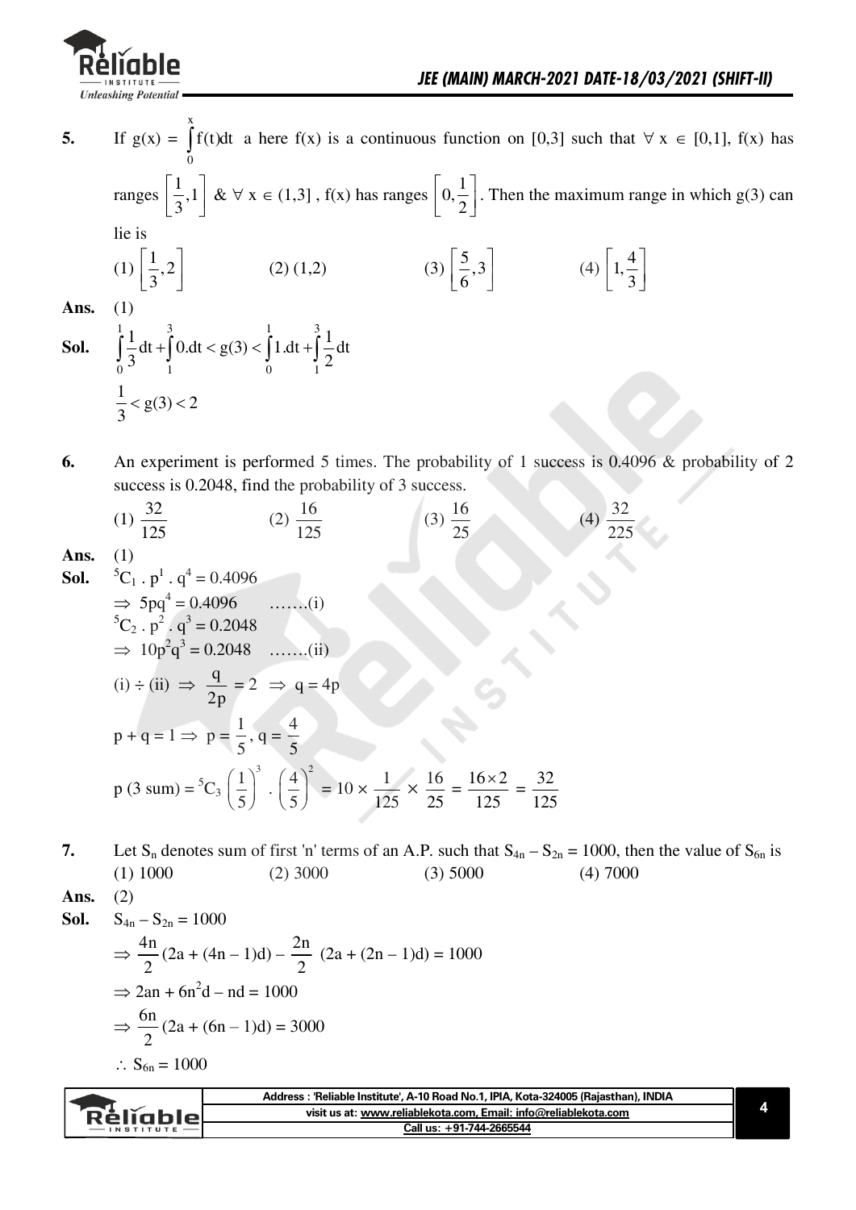**5.** If $g(x) = \int_0^x f(t)dt$ a here f(x) is a continuous function on [0,3] such that $\forall$ x $\in$ [0,1], f(x) has ranges $\left[\frac{1}{3},1\right]$ & $\forall$ x $\in$ (1,3], f(x) has ranges $\left[0,\frac{1}{2}\right]$. Then the maximum range in which g(3) can lie is

(1) $\left[\frac{1}{3},2\right]$ (2) (1,2) (3) $\left[\frac{5}{6},3\right]$ (4) $\left[1,\frac{4}{3}\right]$

**Ans.** (1)

**Sol.** $\int_0^1 \frac{1}{3}dt + \int_1^3 0.dt < g(3) < \int_0^1 1.dt + \int_1^3 \frac{1}{2}dt$

$\frac{1}{3} < g(3) < 2$

**6.** An experiment is performed 5 times. The probability of 1 success is 0.4096 & probability of 2 success is 0.2048, find the probability of 3 success.

(1) $\frac{32}{125}$ (2) $\frac{16}{125}$ (3) $\frac{16}{25}$ (4) $\frac{32}{225}$

**Ans.** (1)

**Sol.** $^5C_1 . p^1 . q^4 = 0.4096$

$\Rightarrow 5pq^4 = 0.4096$ …….(i)

$^5C_2 . p^2 . q^3 = 0.2048$

$\Rightarrow 10p^2q^3 = 0.2048$ …….(ii)

(i) ÷ (ii) $\Rightarrow \frac{q}{2p} = 2 \Rightarrow q = 4p$

$p + q = 1 \Rightarrow p = \frac{1}{5}, q = \frac{4}{5}$

$p\ (3\ \text{sum}) = {}^5C_3 \left(\frac{1}{5}\right)^3 . \left(\frac{4}{5}\right)^2 = 10 \times \frac{1}{125} \times \frac{16}{25} = \frac{16 \times 2}{125} = \frac{32}{125}$

**7.** Let $S_n$ denotes sum of first 'n' terms of an A.P. such that $S_{4n} - S_{2n} = 1000$, then the value of $S_{6n}$ is

(1) 1000 (2) 3000 (3) 5000 (4) 7000

**Ans.** (2)

**Sol.** $S_{4n} - S_{2n} = 1000$

$\Rightarrow \frac{4n}{2}(2a + (4n - 1)d) - \frac{2n}{2}(2a + (2n - 1)d) = 1000$

$\Rightarrow 2an + 6n^2d - nd = 1000$

$\Rightarrow \frac{6n}{2}(2a + (6n - 1)d) = 3000$

$\therefore S_{6n} = 1000$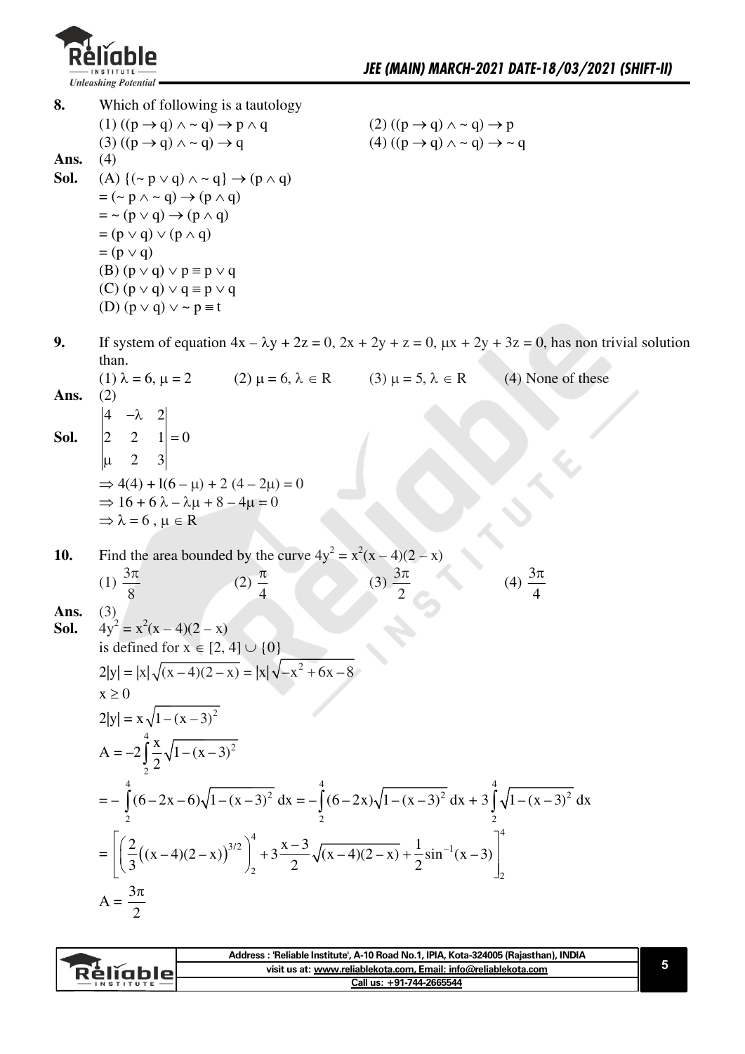**8.** Which of following is a tautology

(1) $((p \to q) \wedge \sim q) \to p \wedge q$ (2) $((p \to q) \wedge \sim q) \to p$

(3) $((p \to q) \wedge \sim q) \to q$ (4) $((p \to q) \wedge \sim q) \to \sim q$

**Ans.** (4)

**Sol.** (A) $\{(\sim p \vee q) \wedge \sim q\} \to (p \wedge q)$

$= (\sim p \wedge \sim q) \to (p \wedge q)$

$= \sim (p \vee q) \to (p \wedge q)$

$= (p \vee q) \vee (p \wedge q)$

$= (p \vee q)$

(B) $(p \vee q) \vee p \equiv p \vee q$

(C) $(p \vee q) \vee q \equiv p \vee q$

(D) $(p \vee q) \vee \sim p \equiv t$

**9.** If system of equation $4x - \lambda y + 2z = 0$, $2x + 2y + z = 0$, $\mu x + 2y + 3z = 0$, has non trivial solution than.

(1) $\lambda = 6, \mu = 2$ (2) $\mu = 6, \lambda \in R$ (3) $\mu = 5, \lambda \in R$ (4) None of these

**Ans.** (2)

**Sol.**
$$\begin{vmatrix} 4 & -\lambda & 2 \\ 2 & 2 & 1 \\ \mu & 2 & 3 \end{vmatrix} = 0$$

$\Rightarrow 4(4) + l(6 - \mu) + 2(4 - 2\mu) = 0$

$\Rightarrow 16 + 6\lambda - \lambda\mu + 8 - 4\mu = 0$

$\Rightarrow \lambda = 6, \mu \in R$

**10.** Find the area bounded by the curve $4y^2 = x^2(x - 4)(2 - x)$

(1) $\frac{3\pi}{8}$ (2) $\frac{\pi}{4}$ (3) $\frac{3\pi}{2}$ (4) $\frac{3\pi}{4}$

**Ans.** (3)

**Sol.** $4y^2 = x^2(x - 4)(2 - x)$

is defined for $x \in [2, 4] \cup \{0\}$

$2|y| = |x|\sqrt{(x-4)(2-x)} = |x|\sqrt{-x^2 + 6x - 8}$

$x \geq 0$

$2|y| = x\sqrt{1 - (x-3)^2}$

$$A = -2\int_2^4 \frac{x}{2}\sqrt{1-(x-3)^2}$$

$$= -\int_2^4 (6 - 2x - 6)\sqrt{1-(x-3)^2}\,dx = -\int_2^4 (6-2x)\sqrt{1-(x-3)^2}\,dx + 3\int_2^4 \sqrt{1-(x-3)^2}\,dx$$

$$= \left[\left(\frac{2}{3}\left((x-4)(2-x)\right)^{3/2}\right)_2^4 + 3\frac{x-3}{2}\sqrt{(x-4)(2-x)} + \frac{1}{2}\sin^{-1}(x-3)\right]_2^4$$

$$A = \frac{3\pi}{2}$$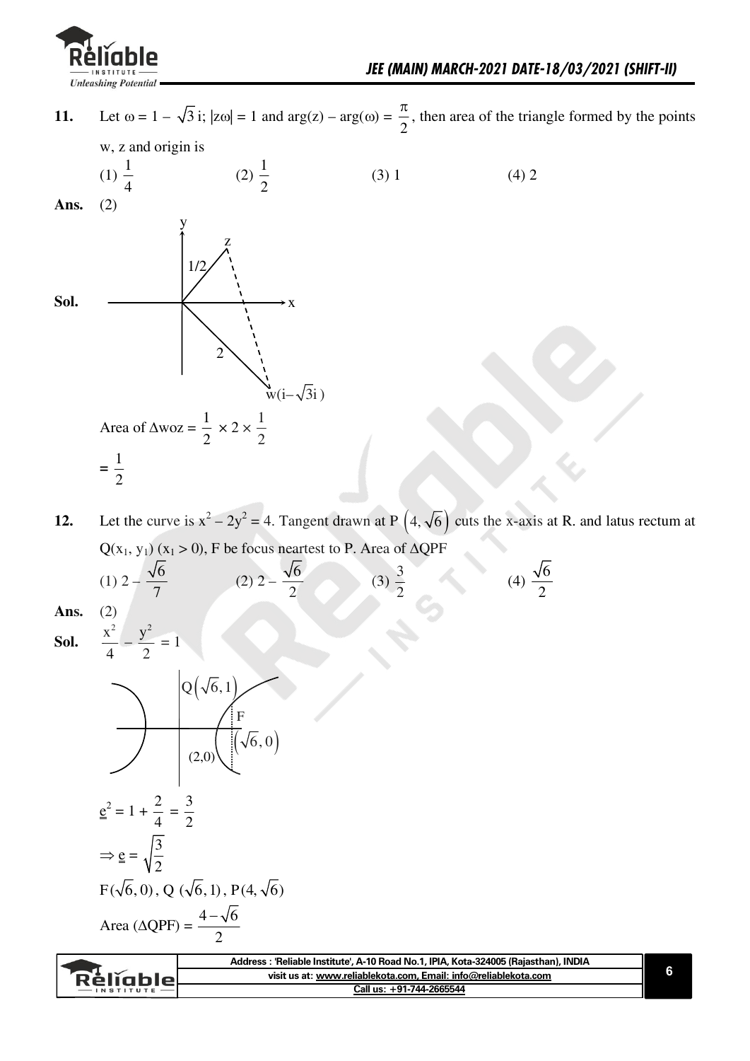**11.** Let $\omega = 1 - \sqrt{3}\,i$; $|z\omega| = 1$ and $\arg(z) - \arg(\omega) = \dfrac{\pi}{2}$, then area of the triangle formed by the points w, z and origin is

(1) $\dfrac{1}{4}$ (2) $\dfrac{1}{2}$ (3) 1 (4) 2

**Ans.** (2)

**Sol.**

Area of $\Delta woz = \dfrac{1}{2} \times 2 \times \dfrac{1}{2}$

$= \dfrac{1}{2}$

**12.** Let the curve is $x^2 - 2y^2 = 4$. Tangent drawn at P $\left(4, \sqrt{6}\right)$ cuts the x-axis at R. and latus rectum at $Q(x_1, y_1)$ $(x_1 > 0)$, F be focus neartest to P. Area of $\Delta$QPF

(1) $2 - \dfrac{\sqrt{6}}{7}$ (2) $2 - \dfrac{\sqrt{6}}{2}$ (3) $\dfrac{3}{2}$ (4) $\dfrac{\sqrt{6}}{2}$

**Ans.** (2)

**Sol.** $\dfrac{x^2}{4} - \dfrac{y^2}{2} = 1$

$e^2 = 1 + \dfrac{2}{4} = \dfrac{3}{2}$

$\Rightarrow e = \sqrt{\dfrac{3}{2}}$

$F(\sqrt{6}, 0)$, $Q\,(\sqrt{6}, 1)$, $P(4, \sqrt{6})$

Area $(\Delta QPF) = \dfrac{4 - \sqrt{6}}{2}$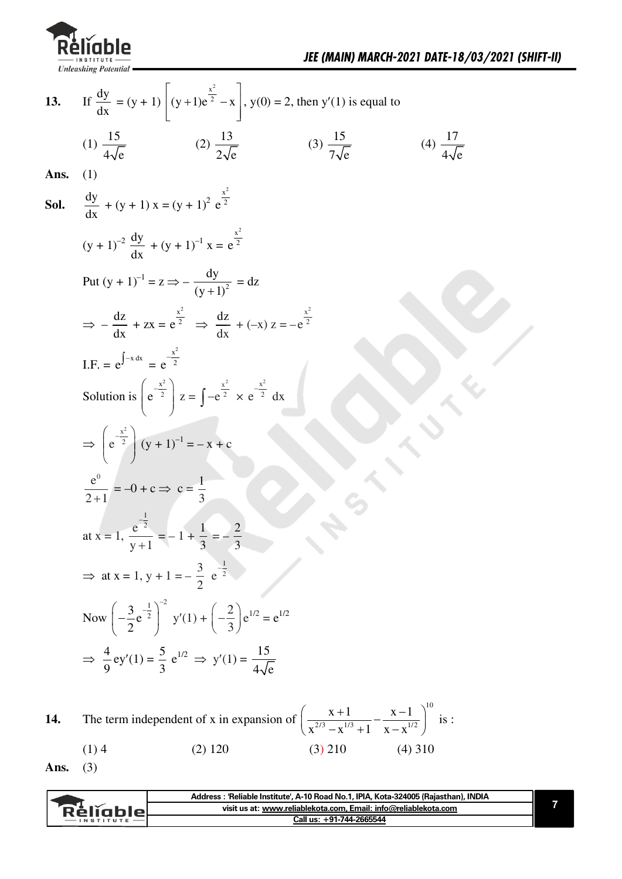**13.** If $\frac{dy}{dx} = (y+1)\left[(y+1)e^{\frac{x^2}{2}} - x\right]$, $y(0) = 2$, then $y'(1)$ is equal to

(1) $\frac{15}{4\sqrt{e}}$ (2) $\frac{13}{2\sqrt{e}}$ (3) $\frac{15}{7\sqrt{e}}$ (4) $\frac{17}{4\sqrt{e}}$

**Ans.** (1)

**Sol.** $\frac{dy}{dx} + (y+1)\,x = (y+1)^2\, e^{\frac{x^2}{2}}$

$(y+1)^{-2}\frac{dy}{dx} + (y+1)^{-1}x = e^{\frac{x^2}{2}}$

Put $(y+1)^{-1} = z \Rightarrow -\frac{dy}{(y+1)^2} = dz$

$\Rightarrow -\frac{dz}{dx} + zx = e^{\frac{x^2}{2}} \Rightarrow \frac{dz}{dx} + (-x)\,z = -e^{\frac{x^2}{2}}$

I.F. $= e^{\int -x\,dx} = e^{-\frac{x^2}{2}}$

Solution is $\left(e^{-\frac{x^2}{2}}\right) z = \int -e^{\frac{x^2}{2}} \times e^{-\frac{x^2}{2}}\,dx$

$\Rightarrow \left(e^{-\frac{x^2}{2}}\right)(y+1)^{-1} = -x + c$

$\frac{e^0}{2+1} = -0 + c \Rightarrow c = \frac{1}{3}$

at $x = 1$, $\frac{e^{-\frac{1}{2}}}{y+1} = -1 + \frac{1}{3} = -\frac{2}{3}$

$\Rightarrow$ at $x = 1$, $y + 1 = -\frac{3}{2}\,e^{-\frac{1}{2}}$

Now $\left(-\frac{3}{2}e^{-\frac{1}{2}}\right)^{-2} y'(1) + \left(-\frac{2}{3}\right)e^{1/2} = e^{1/2}$

$\Rightarrow \frac{4}{9}e\,y'(1) = \frac{5}{3}\,e^{1/2} \Rightarrow y'(1) = \frac{15}{4\sqrt{e}}$

**14.** The term independent of x in expansion of $\left(\frac{x+1}{x^{2/3} - x^{1/3} + 1} - \frac{x-1}{x - x^{1/2}}\right)^{10}$ is :

(1) 4 (2) 120 (3) 210 (4) 310

**Ans.** (3)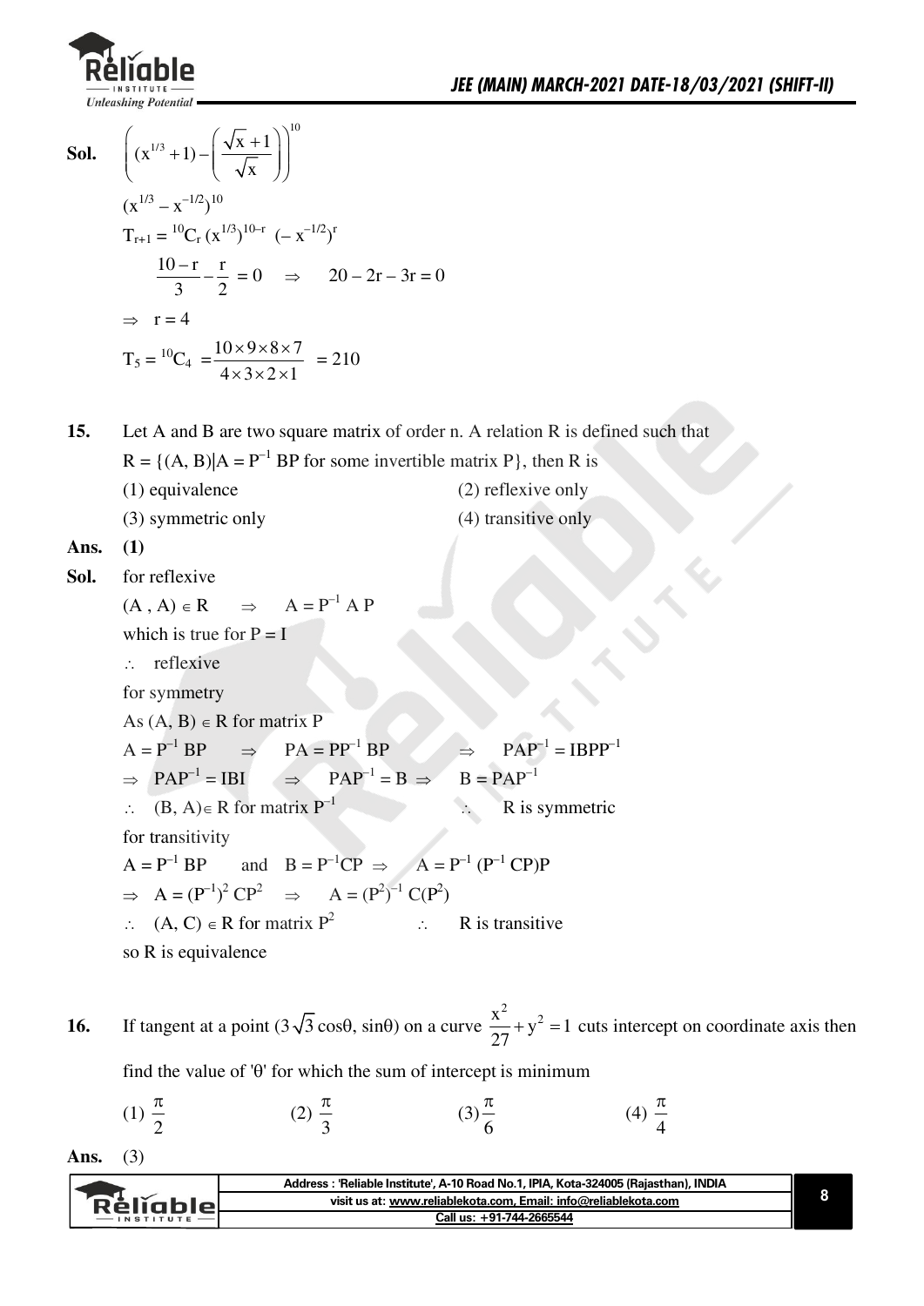**Sol.** $\left((x^{1/3}+1)-\left(\frac{\sqrt{x}+1}{\sqrt{x}}\right)\right)^{10}$

$(x^{1/3}-x^{-1/2})^{10}$

$T_{r+1} = {}^{10}C_r\,(x^{1/3})^{10-r}\;(-x^{-1/2})^r$

$\frac{10-r}{3}-\frac{r}{2} = 0 \quad \Rightarrow \quad 20-2r-3r=0$

$\Rightarrow \;\; r = 4$

$T_5 = {}^{10}C_4 = \frac{10\times 9\times 8\times 7}{4\times 3\times 2\times 1} = 210$

**15.** Let A and B are two square matrix of order n. A relation R is defined such that $R = \{(A, B)|A = P^{-1}BP$ for some invertible matrix P$\}$, then R is

(1) equivalence  (2) reflexive only

(3) symmetric only  (4) transitive only

**Ans.** **(1)**

**Sol.** for reflexive

$(A, A) \in R \quad \Rightarrow \quad A = P^{-1}AP$

which is true for $P = I$

$\therefore$ reflexive

for symmetry

As $(A, B) \in R$ for matrix P

$A = P^{-1}BP \quad \Rightarrow \quad PA = PP^{-1}BP \quad \Rightarrow \quad PAP^{-1} = IBPP^{-1}$

$\Rightarrow \;\; PAP^{-1} = IBI \quad \Rightarrow \quad PAP^{-1} = B \Rightarrow \quad B = PAP^{-1}$

$\therefore \;\; (B, A) \in R$ for matrix $P^{-1}$  $\therefore$ R is symmetric

for transitivity

$A = P^{-1}BP$ and $B = P^{-1}CP \Rightarrow \quad A = P^{-1}(P^{-1}CP)P$

$\Rightarrow \;\; A = (P^{-1})^2CP^2 \quad \Rightarrow \quad A = (P^2)^{-1}C(P^2)$

$\therefore \;\; (A, C) \in R$ for matrix $P^2$  $\therefore$ R is transitive

so R is equivalence

**16.** If tangent at a point $(3\sqrt{3}\cos\theta, \sin\theta)$ on a curve $\frac{x^2}{27}+y^2=1$ cuts intercept on coordinate axis then find the value of 'θ' for which the sum of intercept is minimum

(1) $\frac{\pi}{2}$  (2) $\frac{\pi}{3}$  (3) $\frac{\pi}{6}$  (4) $\frac{\pi}{4}$

**Ans.** (3)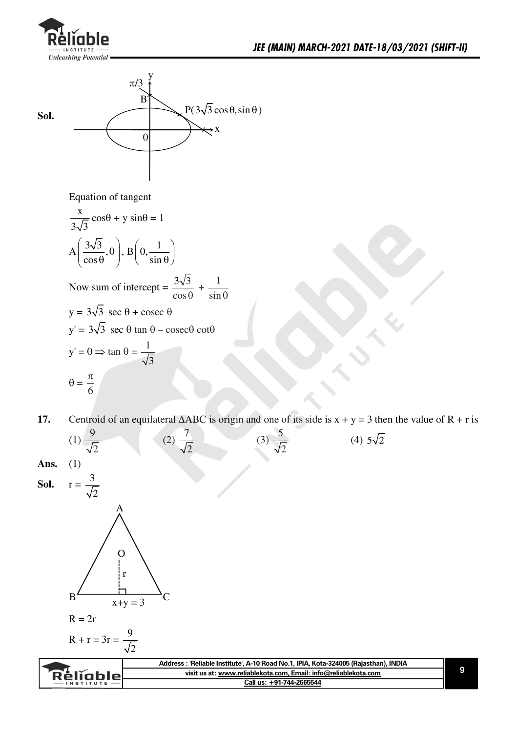**Sol.**

Equation of tangent

$$\frac{x}{3\sqrt{3}}\cos\theta + y\sin\theta = 1$$

$$A\left(\frac{3\sqrt{3}}{\cos\theta}, 0\right), B\left(0, \frac{1}{\sin\theta}\right)$$

Now sum of intercept = $\frac{3\sqrt{3}}{\cos\theta} + \frac{1}{\sin\theta}$

$y = 3\sqrt{3}\ \sec\theta + \text{cosec}\ \theta$

$y' = 3\sqrt{3}\ \sec\theta\tan\theta - \text{cosec}\theta\cot\theta$

$y' = 0 \Rightarrow \tan\theta = \frac{1}{\sqrt{3}}$

$\theta = \frac{\pi}{6}$

**17.** Centroid of an equilateral $\Delta ABC$ is origin and one of its side is $x + y = 3$ then the value of $R + r$ is

(1) $\frac{9}{\sqrt{2}}$ (2) $\frac{7}{\sqrt{2}}$ (3) $\frac{5}{\sqrt{2}}$ (4) $5\sqrt{2}$

**Ans.** (1)

**Sol.** $r = \frac{3}{\sqrt{2}}$

$R = 2r$

$R + r = 3r = \frac{9}{\sqrt{2}}$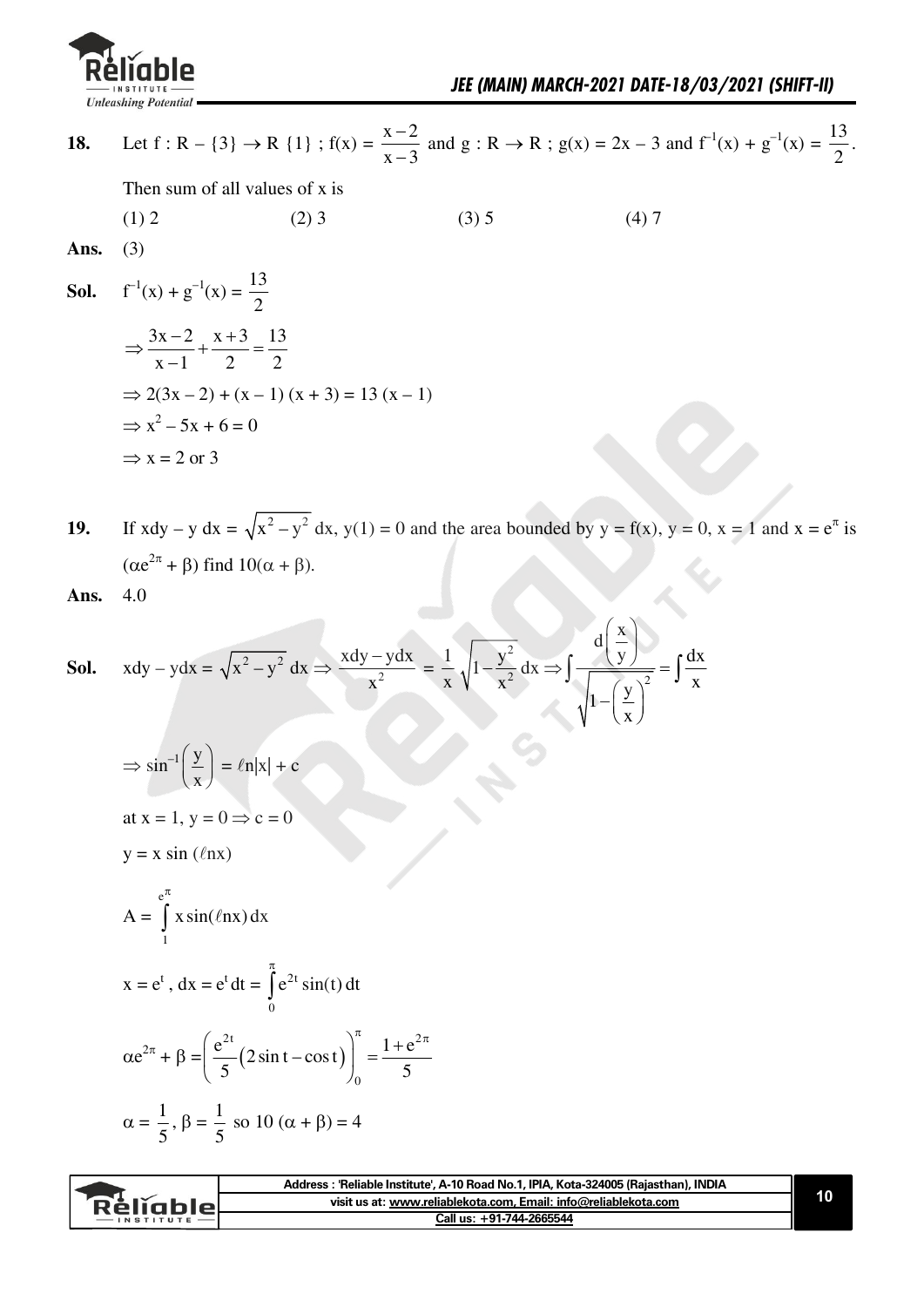**18.** Let f : R – {3} → R {1} ; f(x) = $\frac{x-2}{x-3}$ and g : R → R ; g(x) = 2x – 3 and $f^{-1}(x) + g^{-1}(x) = \frac{13}{2}$.

Then sum of all values of x is

(1) 2 (2) 3 (3) 5 (4) 7

**Ans.** (3)

**Sol.** $f^{-1}(x) + g^{-1}(x) = \frac{13}{2}$

$\Rightarrow \frac{3x-2}{x-1} + \frac{x+3}{2} = \frac{13}{2}$

$\Rightarrow 2(3x-2) + (x-1)(x+3) = 13(x-1)$

$\Rightarrow x^2 - 5x + 6 = 0$

$\Rightarrow x = 2 \text{ or } 3$

**19.** If $x dy - y dx = \sqrt{x^2 - y^2}\, dx$, y(1) = 0 and the area bounded by y = f(x), y = 0, x = 1 and x = $e^{\pi}$ is $(\alpha e^{2\pi} + \beta)$ find $10(\alpha + \beta)$.

**Ans.** 4.0

**Sol.** $x dy - y dx = \sqrt{x^2 - y^2}\, dx \Rightarrow \frac{x dy - y dx}{x^2} = \frac{1}{x}\sqrt{1 - \frac{y^2}{x^2}}\, dx \Rightarrow \int \frac{d\left(\frac{x}{y}\right)}{\sqrt{1 - \left(\frac{y}{x}\right)^2}} = \int \frac{dx}{x}$

$\Rightarrow \sin^{-1}\left(\frac{y}{x}\right) = \ell n|x| + c$

at x = 1, y = 0 ⇒ c = 0

$y = x \sin(\ell n x)$

$A = \int_1^{e^{\pi}} x \sin(\ell n x)\, dx$

$x = e^t,\ dx = e^t dt = \int_0^{\pi} e^{2t} \sin(t)\, dt$

$\alpha e^{2\pi} + \beta = \left(\frac{e^{2t}}{5}(2\sin t - \cos t)\right)_0^{\pi} = \frac{1 + e^{2\pi}}{5}$

$\alpha = \frac{1}{5},\ \beta = \frac{1}{5}$ so $10(\alpha + \beta) = 4$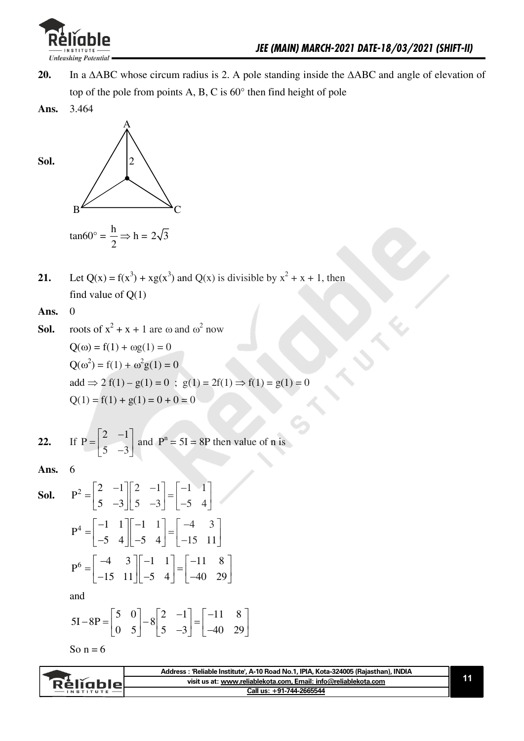**20.** In a $\Delta ABC$ whose circum radius is 2. A pole standing inside the $\Delta ABC$ and angle of elevation of top of the pole from points A, B, C is $60°$ then find height of pole

**Ans.** 3.464

**Sol.**

$$\tan 60° = \frac{h}{2} \Rightarrow h = 2\sqrt{3}$$

**21.** Let $Q(x) = f(x^3) + xg(x^3)$ and $Q(x)$ is divisible by $x^2 + x + 1$, then find value of $Q(1)$

**Ans.** 0

**Sol.** roots of $x^2 + x + 1$ are $\omega$ and $\omega^2$ now

$Q(\omega) = f(1) + \omega g(1) = 0$

$Q(\omega^2) = f(1) + \omega^2 g(1) = 0$

add $\Rightarrow 2\,f(1) - g(1) = 0$ ; $g(1) = 2f(1) \Rightarrow f(1) = g(1) = 0$

$Q(1) = f(1) + g(1) = 0 + 0 = 0$

**22.** If $P = \begin{bmatrix} 2 & -1 \\ 5 & -3 \end{bmatrix}$ and $P^n = 5I = 8P$ then value of n is

**Ans.** 6

**Sol.**

$$P^2 = \begin{bmatrix} 2 & -1 \\ 5 & -3 \end{bmatrix}\begin{bmatrix} 2 & -1 \\ 5 & -3 \end{bmatrix} = \begin{bmatrix} -1 & 1 \\ -5 & 4 \end{bmatrix}$$

$$P^4 = \begin{bmatrix} -1 & 1 \\ -5 & 4 \end{bmatrix}\begin{bmatrix} -1 & 1 \\ -5 & 4 \end{bmatrix} = \begin{bmatrix} -4 & 3 \\ -15 & 11 \end{bmatrix}$$

$$P^6 = \begin{bmatrix} -4 & 3 \\ -15 & 11 \end{bmatrix}\begin{bmatrix} -1 & 1 \\ -5 & 4 \end{bmatrix} = \begin{bmatrix} -11 & 8 \\ -40 & 29 \end{bmatrix}$$

and

$$5I - 8P = \begin{bmatrix} 5 & 0 \\ 0 & 5 \end{bmatrix} - 8\begin{bmatrix} 2 & -1 \\ 5 & -3 \end{bmatrix} = \begin{bmatrix} -11 & 8 \\ -40 & 29 \end{bmatrix}$$

So $n = 6$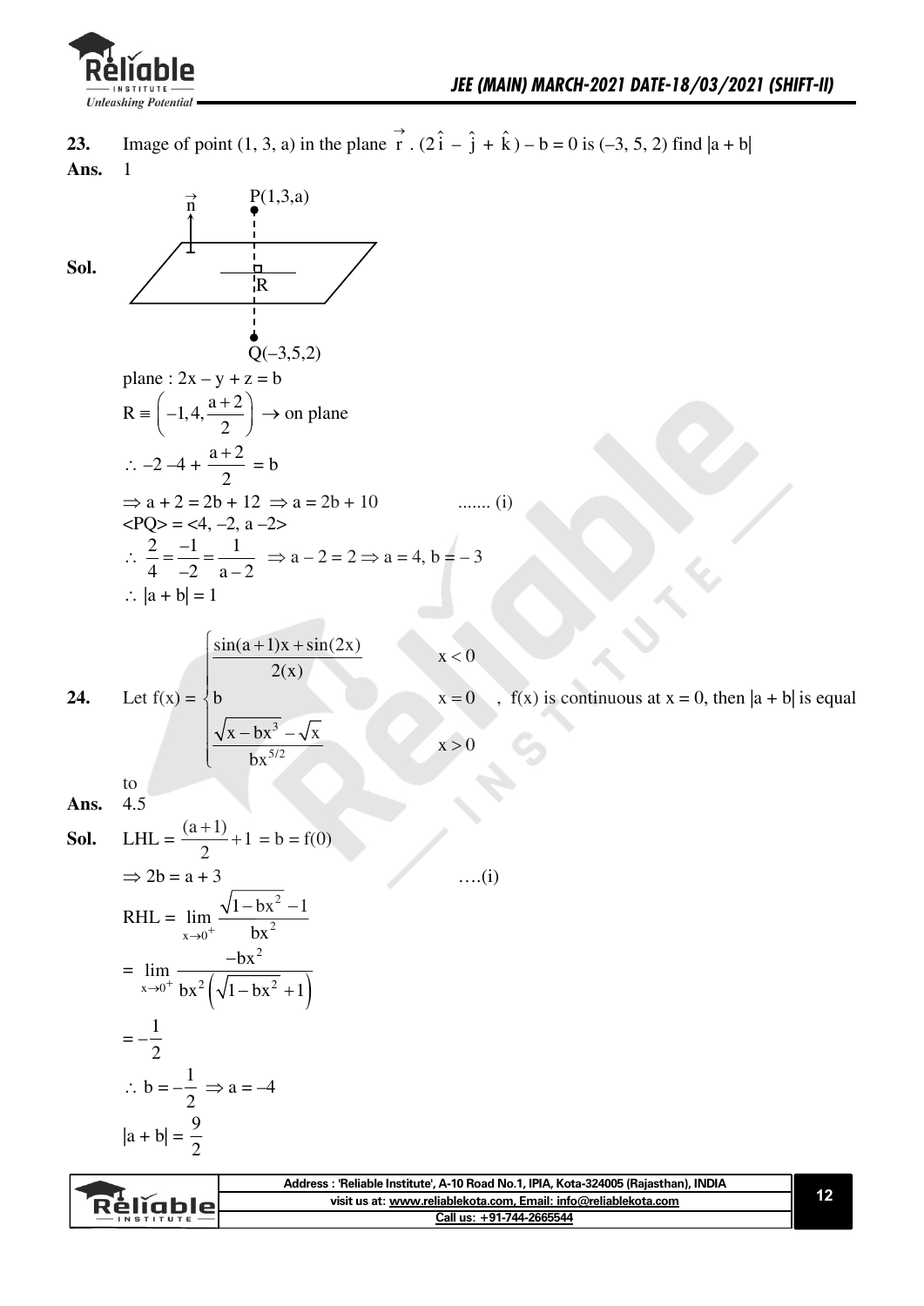**23.** Image of point (1, 3, a) in the plane $\vec{r}\cdot(2\hat{i}-\hat{j}+\hat{k})-b=0$ is (–3, 5, 2) find $|a+b|$

**Ans.** 1

**Sol.**

P(1,3,a), R, Q(–3,5,2), $\vec{n}$

plane : $2x - y + z = b$

$R \equiv \left(-1, 4, \dfrac{a+2}{2}\right) \rightarrow$ on plane

$\therefore -2 - 4 + \dfrac{a+2}{2} = b$

$\Rightarrow a + 2 = 2b + 12 \Rightarrow a = 2b + 10$ ....... (i)

$\langle PQ \rangle = \langle 4, -2, a-2 \rangle$

$\therefore \dfrac{2}{4} = \dfrac{-1}{-2} = \dfrac{1}{a-2} \Rightarrow a - 2 = 2 \Rightarrow a = 4,\ b = -3$

$\therefore |a + b| = 1$

**24.** Let $f(x) = \begin{cases} \dfrac{\sin(a+1)x + \sin(2x)}{2(x)} & x < 0 \\ b & x = 0 \\ \dfrac{\sqrt{x - bx^3} - \sqrt{x}}{bx^{5/2}} & x > 0 \end{cases}$, $f(x)$ is continuous at $x = 0$, then $|a + b|$ is equal to

**Ans.** 4.5

**Sol.** LHL $= \dfrac{(a+1)}{2} + 1 = b = f(0)$

$\Rightarrow 2b = a + 3$ ....(i)

RHL $= \lim\limits_{x\to 0^+} \dfrac{\sqrt{1 - bx^2} - 1}{bx^2}$

$= \lim\limits_{x\to 0^+} \dfrac{-bx^2}{bx^2\left(\sqrt{1-bx^2}+1\right)}$

$= -\dfrac{1}{2}$

$\therefore b = -\dfrac{1}{2} \Rightarrow a = -4$

$|a + b| = \dfrac{9}{2}$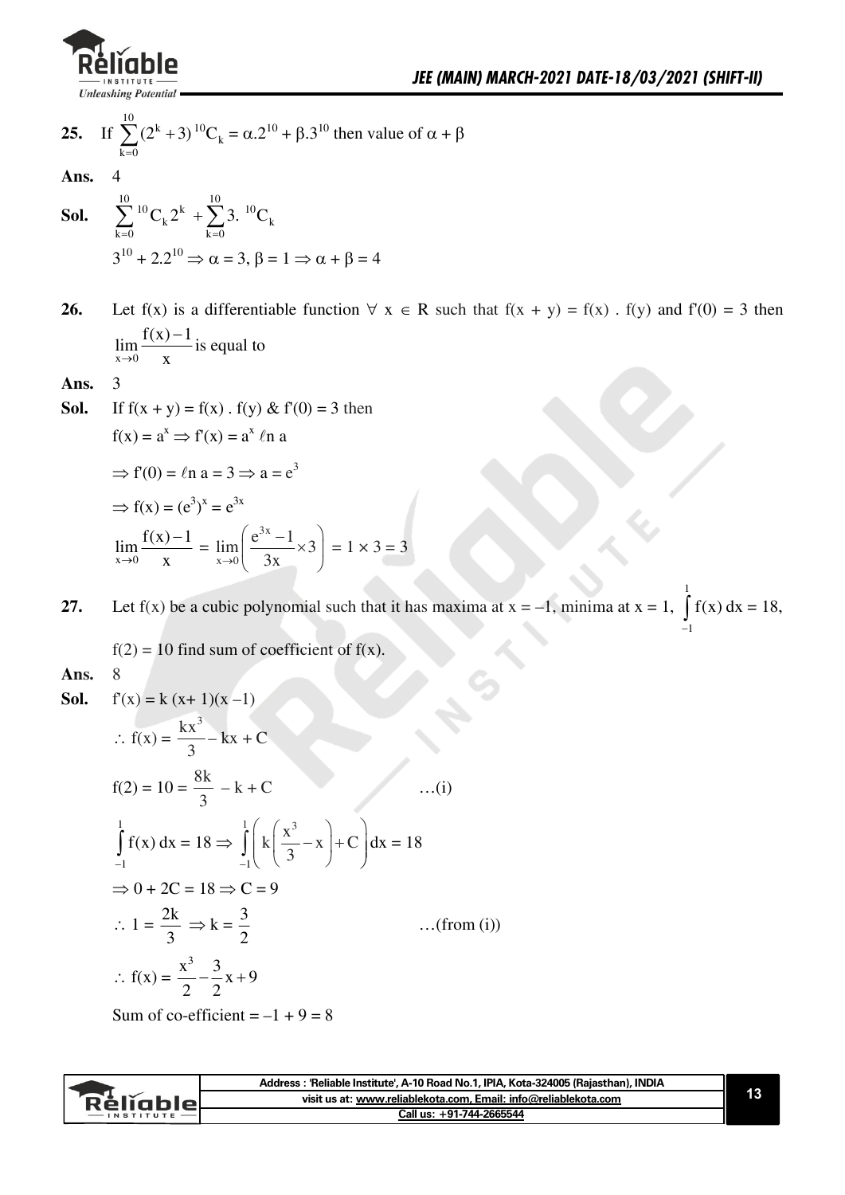**25.** If $\sum_{k=0}^{10}(2^k + 3)\,{}^{10}C_k = \alpha.2^{10} + \beta.3^{10}$ then value of $\alpha + \beta$

**Ans.** 4

**Sol.** $\sum_{k=0}^{10} {}^{10}C_k 2^k + \sum_{k=0}^{10} 3.\ {}^{10}C_k$

$3^{10} + 2.2^{10} \Rightarrow \alpha = 3, \beta = 1 \Rightarrow \alpha + \beta = 4$

**26.** Let f(x) is a differentiable function $\forall\ x \in R$ such that $f(x + y) = f(x) . f(y)$ and $f'(0) = 3$ then $\lim_{x\to 0}\frac{f(x)-1}{x}$ is equal to

**Ans.** 3

**Sol.** If $f(x + y) = f(x) . f(y)$ & $f'(0) = 3$ then

$f(x) = a^x \Rightarrow f'(x) = a^x\ \ell n\ a$

$\Rightarrow f'(0) = \ell n\ a = 3 \Rightarrow a = e^3$

$\Rightarrow f(x) = (e^3)^x = e^{3x}$

$\lim_{x\to 0}\frac{f(x)-1}{x} = \lim_{x\to 0}\left(\frac{e^{3x}-1}{3x}\times 3\right) = 1 \times 3 = 3$

**27.** Let f(x) be a cubic polynomial such that it has maxima at x = –1, minima at x = 1, $\int_{-1}^{1} f(x)\,dx = 18$, $f(2) = 10$ find sum of coefficient of f(x).

**Ans.** 8

**Sol.** $f'(x) = k\,(x+ 1)(x - 1)$

$\therefore f(x) = \frac{kx^3}{3} - kx + C$

$f(2) = 10 = \frac{8k}{3} - k + C$ …(i)

$\int_{-1}^{1} f(x)\,dx = 18 \Rightarrow \int_{-1}^{1}\left(k\left(\frac{x^3}{3} - x\right) + C\right)dx = 18$

$\Rightarrow 0 + 2C = 18 \Rightarrow C = 9$

$\therefore 1 = \frac{2k}{3} \Rightarrow k = \frac{3}{2}$ …(from (i))

$\therefore f(x) = \frac{x^3}{2} - \frac{3}{2}x + 9$

Sum of co-efficient = –1 + 9 = 8